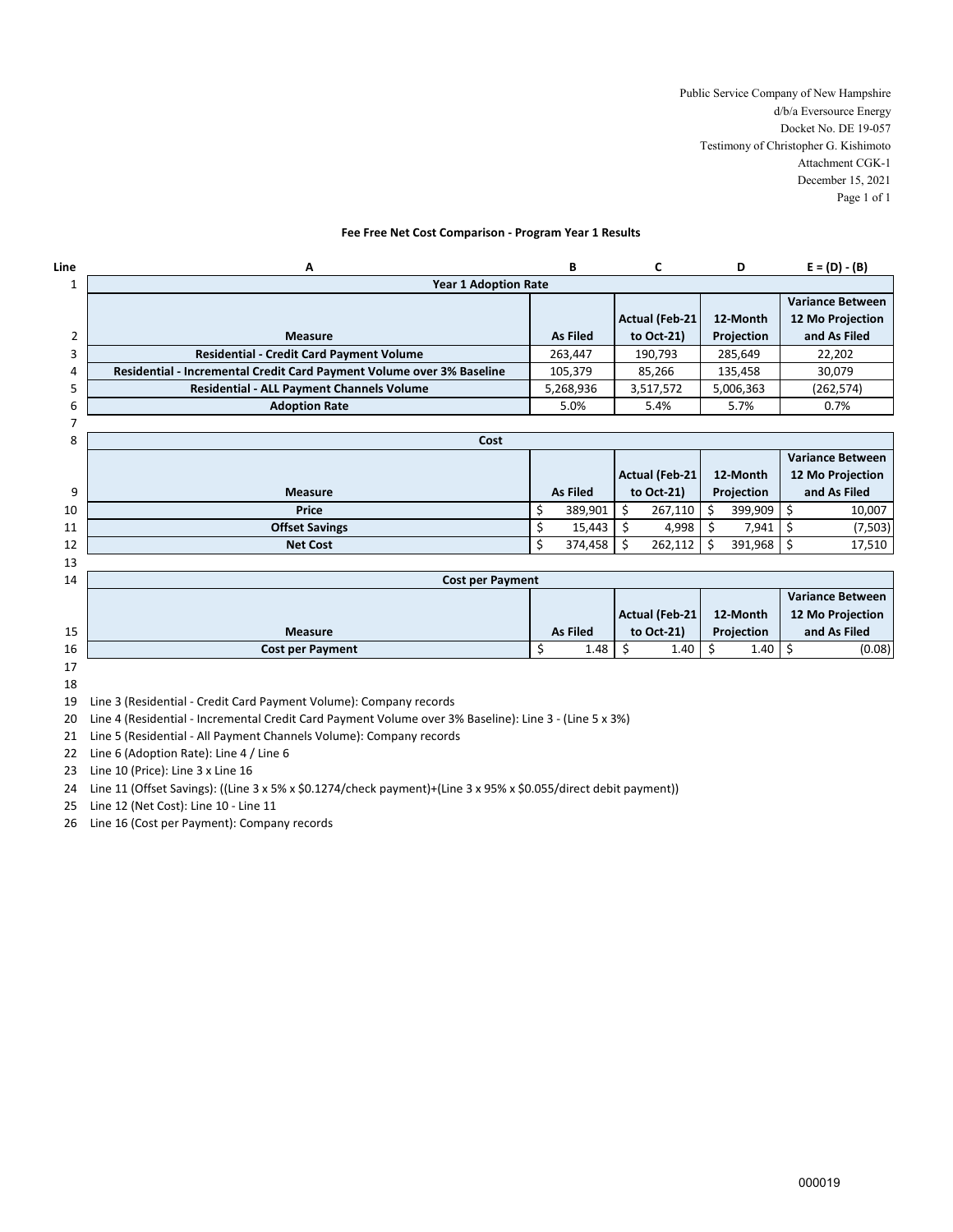Public Service Company of New Hampshire
d/b/a Eversource Energy
Docket No. DE 19-057
Testimony of Christopher G. Kishimoto
Attachment CGK-1
December 15, 2021

## Fee Free Net Cost Comparison - Program Year 1 Results

| Line | A | B | C | D | E = (D) - (B) |
|---|---|---|---|---|---|
| 1 | **Year 1 Adoption Rate** | | | | |
| 2 | **Measure** | **As Filed** | **Actual (Feb-21 to Oct-21)** | **12-Month Projection** | **Variance Between 12 Mo Projection and As Filed** |
| 3 | **Residential - Credit Card Payment Volume** | 263,447 | 190,793 | 285,649 | 22,202 |
| 4 | **Residential - Incremental Credit Card Payment Volume over 3% Baseline** | 105,379 | 85,266 | 135,458 | 30,079 |
| 5 | **Residential - ALL Payment Channels Volume** | 5,268,936 | 3,517,572 | 5,006,363 | (262,574) |
| 6 | **Adoption Rate** | 5.0% | 5.4% | 5.7% | 0.7% |
| 7 | | | | | |
| 8 | **Cost** | | | | |
| 9 | **Measure** | **As Filed** | **Actual (Feb-21 to Oct-21)** | **12-Month Projection** | **Variance Between 12 Mo Projection and As Filed** |
| 10 | **Price** | $ 389,901 | $ 267,110 | $ 399,909 | $ 10,007 |
| 11 | **Offset Savings** | $ 15,443 | $ 4,998 | $ 7,941 | $ (7,503) |
| 12 | **Net Cost** | $ 374,458 | $ 262,112 | $ 391,968 | $ 17,510 |
| 13 | | | | | |
| 14 | **Cost per Payment** | | | | |
| 15 | **Measure** | **As Filed** | **Actual (Feb-21 to Oct-21)** | **12-Month Projection** | **Variance Between 12 Mo Projection and As Filed** |
| 16 | **Cost per Payment** | $ 1.48 | $ 1.40 | $ 1.40 | $ (0.08) |
| 17 | | | | | |
| 18 | | | | | |

19 Line 3 (Residential - Credit Card Payment Volume): Company records
20 Line 4 (Residential - Incremental Credit Card Payment Volume over 3% Baseline): Line 3 - (Line 5 x 3%)
21 Line 5 (Residential - All Payment Channels Volume): Company records
22 Line 6 (Adoption Rate): Line 4 / Line 6
23 Line 10 (Price): Line 3 x Line 16
24 Line 11 (Offset Savings): ((Line 3 x 5% x $0.1274/check payment)+(Line 3 x 95% x $0.055/direct debit payment))
25 Line 12 (Net Cost): Line 10 - Line 11
26 Line 16 (Cost per Payment): Company records

000019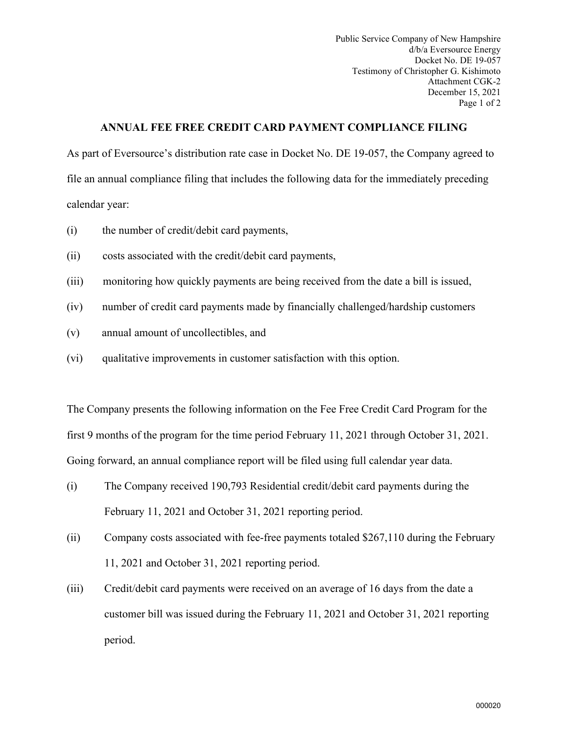## ANNUAL FEE FREE CREDIT CARD PAYMENT COMPLIANCE FILING

As part of Eversource's distribution rate case in Docket No. DE 19-057, the Company agreed to file an annual compliance filing that includes the following data for the immediately preceding calendar year:

(i) the number of credit/debit card payments,

(ii) costs associated with the credit/debit card payments,

(iii) monitoring how quickly payments are being received from the date a bill is issued,

(iv) number of credit card payments made by financially challenged/hardship customers

(v) annual amount of uncollectibles, and

(vi) qualitative improvements in customer satisfaction with this option.

The Company presents the following information on the Fee Free Credit Card Program for the first 9 months of the program for the time period February 11, 2021 through October 31, 2021. Going forward, an annual compliance report will be filed using full calendar year data.

(i) The Company received 190,793 Residential credit/debit card payments during the February 11, 2021 and October 31, 2021 reporting period.

(ii) Company costs associated with fee-free payments totaled $267,110 during the February 11, 2021 and October 31, 2021 reporting period.

(iii) Credit/debit card payments were received on an average of 16 days from the date a customer bill was issued during the February 11, 2021 and October 31, 2021 reporting period.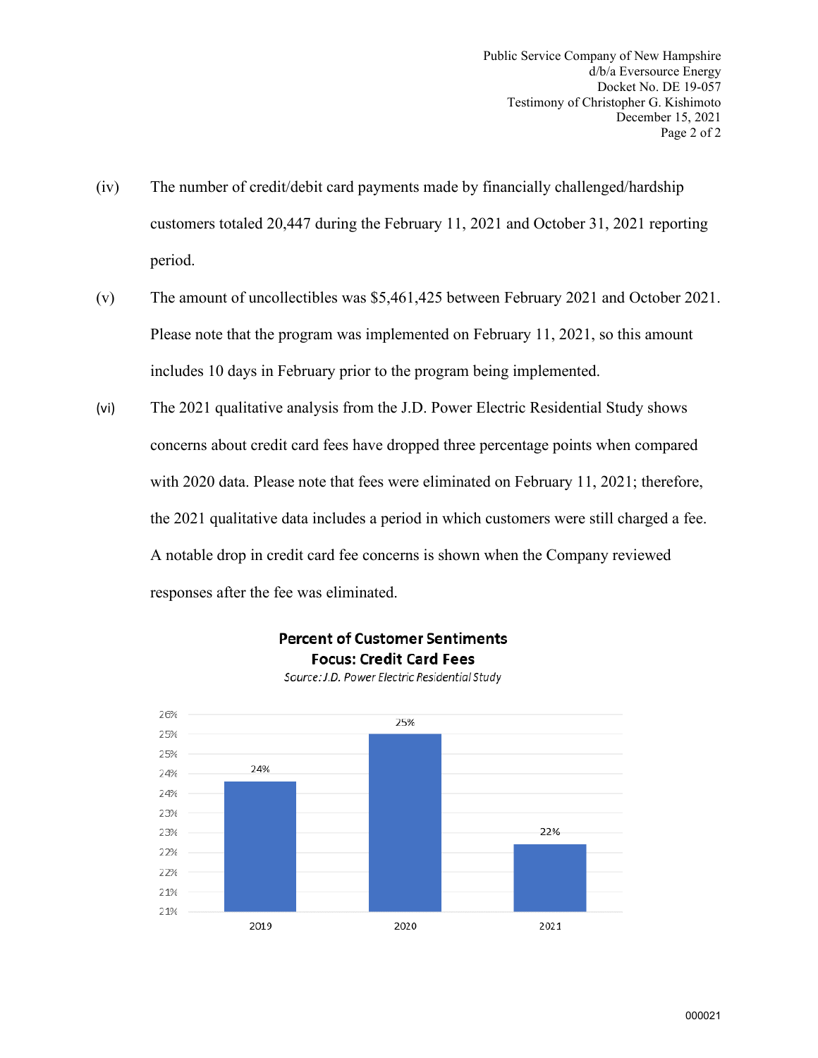(iv) The number of credit/debit card payments made by financially challenged/hardship customers totaled 20,447 during the February 11, 2021 and October 31, 2021 reporting period.

(v) The amount of uncollectibles was $5,461,425 between February 2021 and October 2021. Please note that the program was implemented on February 11, 2021, so this amount includes 10 days in February prior to the program being implemented.

(vi) The 2021 qualitative analysis from the J.D. Power Electric Residential Study shows concerns about credit card fees have dropped three percentage points when compared with 2020 data. Please note that fees were eliminated on February 11, 2021; therefore, the 2021 qualitative data includes a period in which customers were still charged a fee. A notable drop in credit card fee concerns is shown when the Company reviewed responses after the fee was eliminated.

**Percent of Customer Sentiments**
**Focus: Credit Card Fees**
*Source: J.D. Power Electric Residential Study*

26%
25%
25%
24%
24%
23%
23%
22%
22%
21%
21%

24%
25%
22%

2019
2020
2021